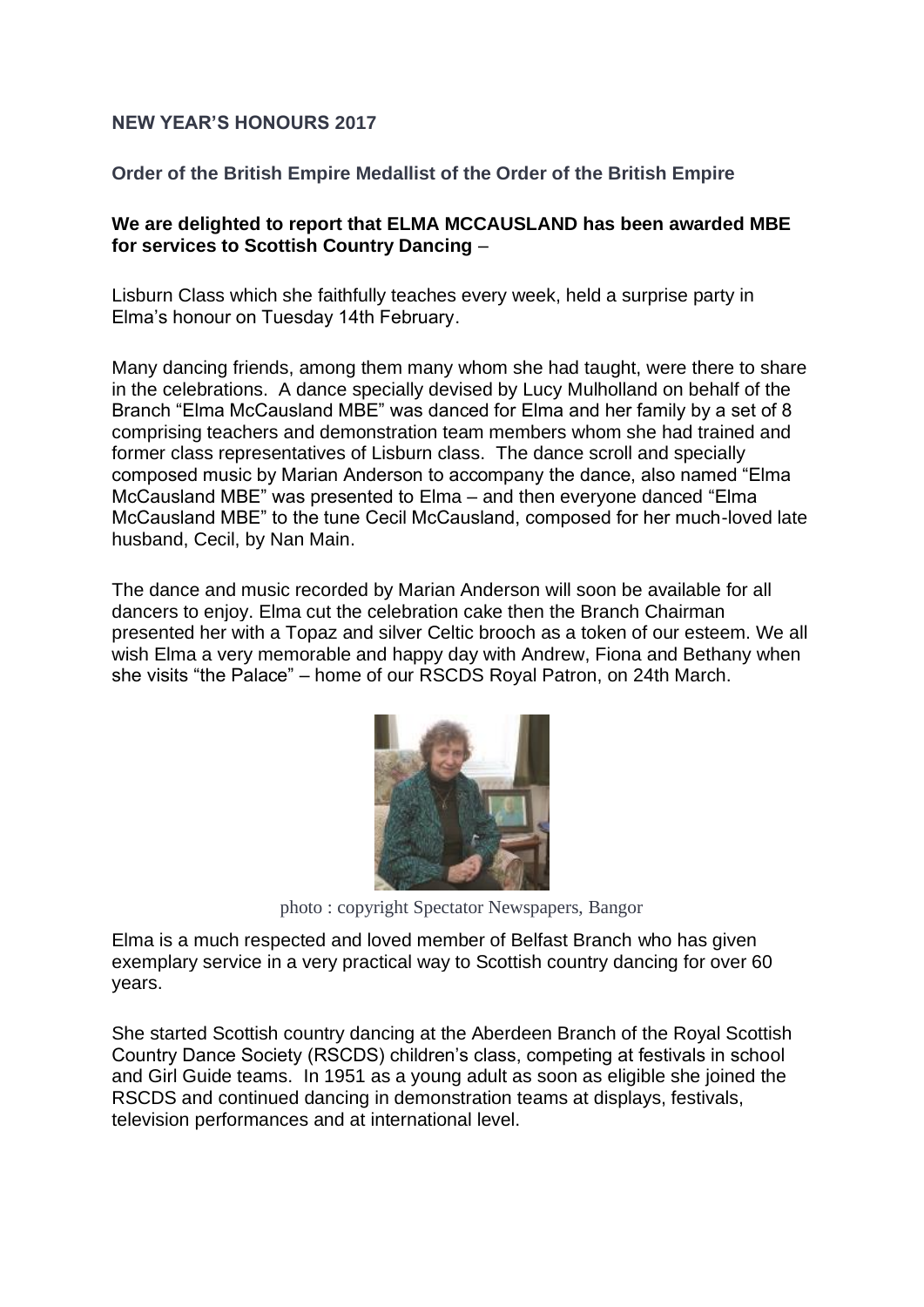**NEW YEAR'S HONOURS 2017**

**Order of the British Empire Medallist of the Order of the British Empire**

**We are delighted to report that ELMA MCCAUSLAND has been awarded MBE for services to Scottish Country Dancing** –

Lisburn Class which she faithfully teaches every week, held a surprise party in Elma's honour on Tuesday 14th February.

Many dancing friends, among them many whom she had taught, were there to share in the celebrations. A dance specially devised by Lucy Mulholland on behalf of the Branch "Elma McCausland MBE" was danced for Elma and her family by a set of 8 comprising teachers and demonstration team members whom she had trained and former class representatives of Lisburn class. The dance scroll and specially composed music by Marian Anderson to accompany the dance, also named "Elma McCausland MBE" was presented to Elma – and then everyone danced "Elma McCausland MBE" to the tune Cecil McCausland, composed for her much-loved late husband, Cecil, by Nan Main.

The dance and music recorded by Marian Anderson will soon be available for all dancers to enjoy. Elma cut the celebration cake then the Branch Chairman presented her with a Topaz and silver Celtic brooch as a token of our esteem. We all wish Elma a very memorable and happy day with Andrew, Fiona and Bethany when she visits "the Palace" – home of our RSCDS Royal Patron, on 24th March.

photo : copyright Spectator Newspapers, Bangor

Elma is a much respected and loved member of Belfast Branch who has given exemplary service in a very practical way to Scottish country dancing for over 60 years.

She started Scottish country dancing at the Aberdeen Branch of the Royal Scottish Country Dance Society (RSCDS) children's class, competing at festivals in school and Girl Guide teams. In 1951 as a young adult as soon as eligible she joined the RSCDS and continued dancing in demonstration teams at displays, festivals, television performances and at international level.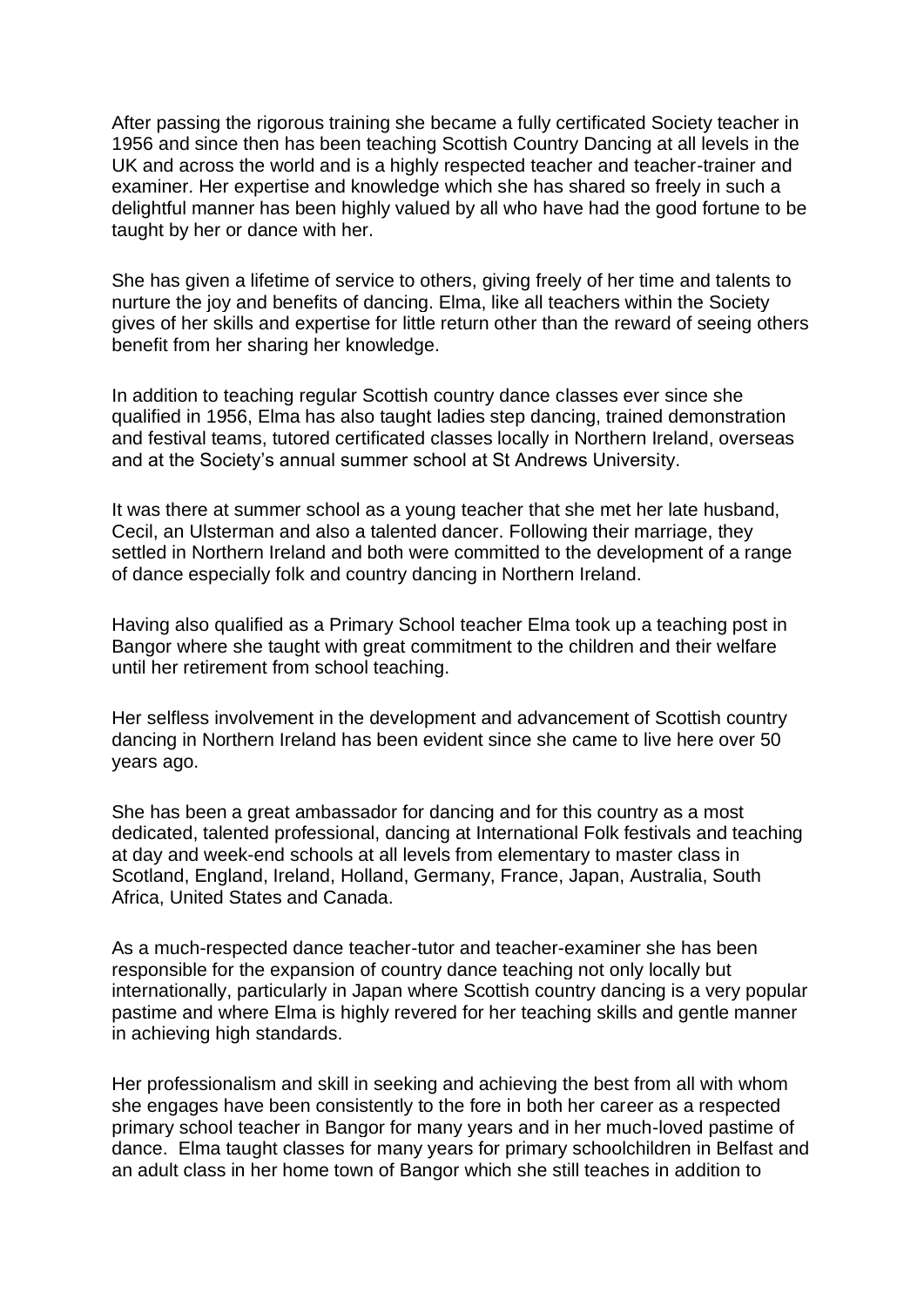After passing the rigorous training she became a fully certificated Society teacher in 1956 and since then has been teaching Scottish Country Dancing at all levels in the UK and across the world and is a highly respected teacher and teacher-trainer and examiner. Her expertise and knowledge which she has shared so freely in such a delightful manner has been highly valued by all who have had the good fortune to be taught by her or dance with her.

She has given a lifetime of service to others, giving freely of her time and talents to nurture the joy and benefits of dancing. Elma, like all teachers within the Society gives of her skills and expertise for little return other than the reward of seeing others benefit from her sharing her knowledge.

In addition to teaching regular Scottish country dance classes ever since she qualified in 1956, Elma has also taught ladies step dancing, trained demonstration and festival teams, tutored certificated classes locally in Northern Ireland, overseas and at the Society's annual summer school at St Andrews University.

It was there at summer school as a young teacher that she met her late husband, Cecil, an Ulsterman and also a talented dancer. Following their marriage, they settled in Northern Ireland and both were committed to the development of a range of dance especially folk and country dancing in Northern Ireland.

Having also qualified as a Primary School teacher Elma took up a teaching post in Bangor where she taught with great commitment to the children and their welfare until her retirement from school teaching.

Her selfless involvement in the development and advancement of Scottish country dancing in Northern Ireland has been evident since she came to live here over 50 years ago.

She has been a great ambassador for dancing and for this country as a most dedicated, talented professional, dancing at International Folk festivals and teaching at day and week-end schools at all levels from elementary to master class in Scotland, England, Ireland, Holland, Germany, France, Japan, Australia, South Africa, United States and Canada.

As a much-respected dance teacher-tutor and teacher-examiner she has been responsible for the expansion of country dance teaching not only locally but internationally, particularly in Japan where Scottish country dancing is a very popular pastime and where Elma is highly revered for her teaching skills and gentle manner in achieving high standards.

Her professionalism and skill in seeking and achieving the best from all with whom she engages have been consistently to the fore in both her career as a respected primary school teacher in Bangor for many years and in her much-loved pastime of dance. Elma taught classes for many years for primary schoolchildren in Belfast and an adult class in her home town of Bangor which she still teaches in addition to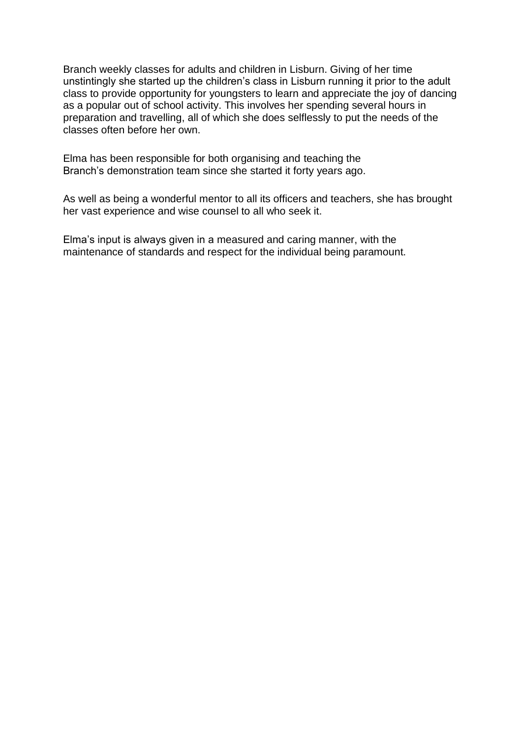Branch weekly classes for adults and children in Lisburn. Giving of her time unstintingly she started up the children's class in Lisburn running it prior to the adult class to provide opportunity for youngsters to learn and appreciate the joy of dancing as a popular out of school activity. This involves her spending several hours in preparation and travelling, all of which she does selflessly to put the needs of the classes often before her own.

Elma has been responsible for both organising and teaching the Branch's demonstration team since she started it forty years ago.

As well as being a wonderful mentor to all its officers and teachers, she has brought her vast experience and wise counsel to all who seek it.

Elma's input is always given in a measured and caring manner, with the maintenance of standards and respect for the individual being paramount.